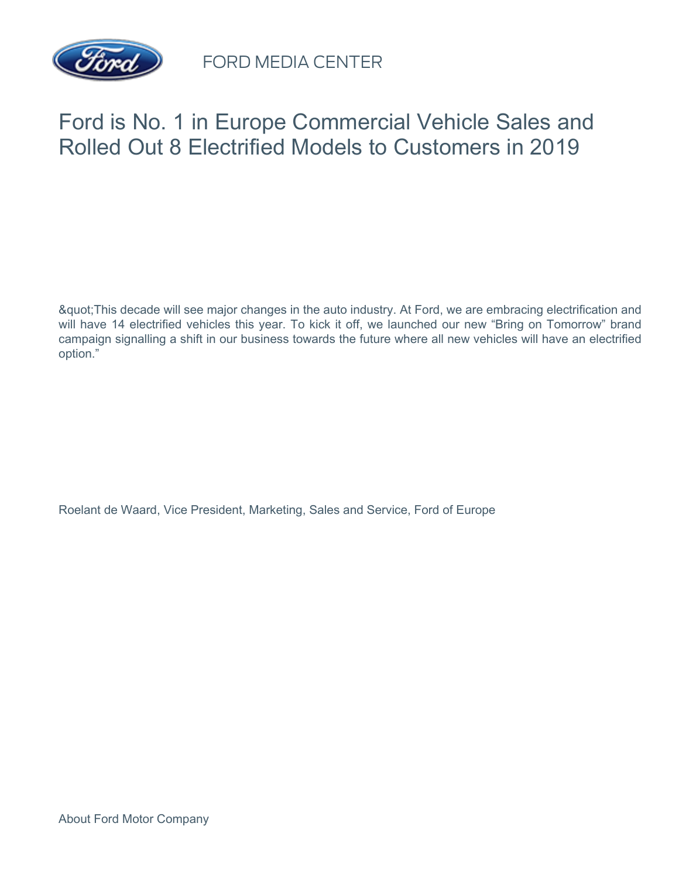# Ford is No. 1 in Europe Commercial Vehicle Sales and Rolled Out 8 Electrified Models to Customers in 2019

&quot;This decade will see major changes in the auto industry. At Ford, we are embracing electrification and will have 14 electrified vehicles this year. To kick it off, we launched our new “Bring on Tomorrow” brand campaign signalling a shift in our business towards the future where all new vehicles will have an electrified option.”

Roelant de Waard, Vice President, Marketing, Sales and Service, Ford of Europe

About Ford Motor Company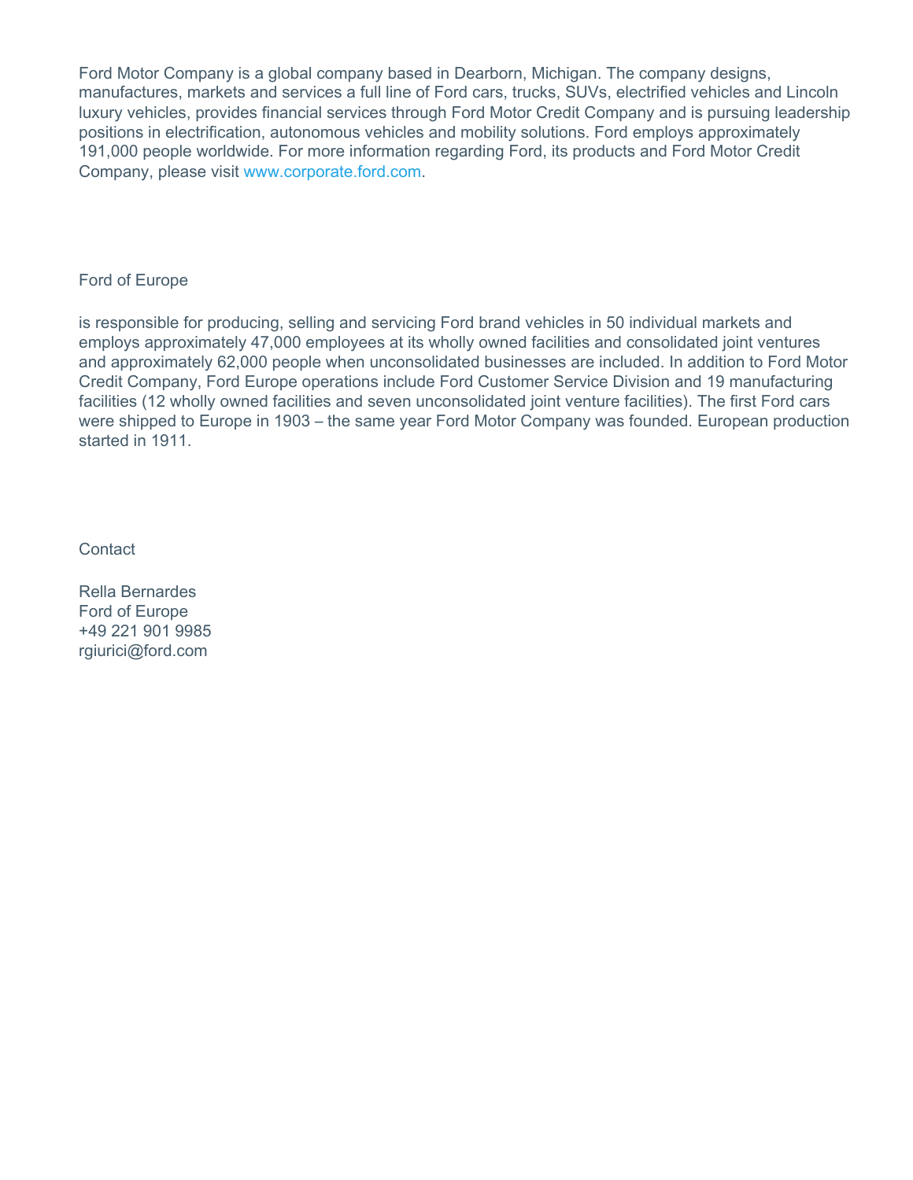Ford Motor Company is a global company based in Dearborn, Michigan. The company designs, manufactures, markets and services a full line of Ford cars, trucks, SUVs, electrified vehicles and Lincoln luxury vehicles, provides financial services through Ford Motor Credit Company and is pursuing leadership positions in electrification, autonomous vehicles and mobility solutions. Ford employs approximately 191,000 people worldwide. For more information regarding Ford, its products and Ford Motor Credit Company, please visit www.corporate.ford.com.

Ford of Europe

is responsible for producing, selling and servicing Ford brand vehicles in 50 individual markets and employs approximately 47,000 employees at its wholly owned facilities and consolidated joint ventures and approximately 62,000 people when unconsolidated businesses are included. In addition to Ford Motor Credit Company, Ford Europe operations include Ford Customer Service Division and 19 manufacturing facilities (12 wholly owned facilities and seven unconsolidated joint venture facilities). The first Ford cars were shipped to Europe in 1903 – the same year Ford Motor Company was founded. European production started in 1911.

Contact

Rella Bernardes
Ford of Europe
+49 221 901 9985
rgiurici@ford.com